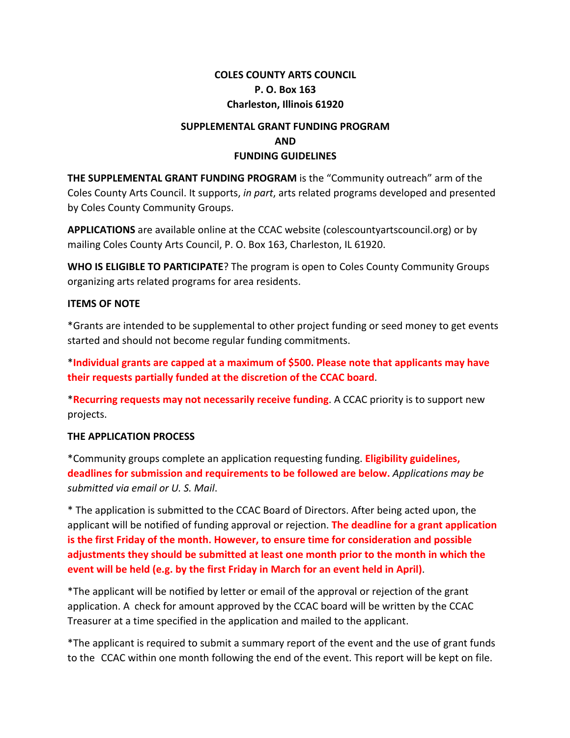**COLES COUNTY ARTS COUNCIL**
**P. O. Box 163**
**Charleston, Illinois 61920**

**SUPPLEMENTAL GRANT FUNDING PROGRAM**
**AND**
**FUNDING GUIDELINES**

**THE SUPPLEMENTAL GRANT FUNDING PROGRAM** is the "Community outreach" arm of the Coles County Arts Council. It supports, *in part*, arts related programs developed and presented by Coles County Community Groups.

**APPLICATIONS** are available online at the CCAC website (colescountyartscouncil.org) or by mailing Coles County Arts Council, P. O. Box 163, Charleston, IL 61920.

**WHO IS ELIGIBLE TO PARTICIPATE**? The program is open to Coles County Community Groups organizing arts related programs for area residents.

**ITEMS OF NOTE**

*Grants are intended to be supplemental to other project funding or seed money to get events started and should not become regular funding commitments.

***Individual grants are capped at a maximum of $500. Please note that applicants may have their requests partially funded at the discretion of the CCAC board**.

***Recurring requests may not necessarily receive funding**. A CCAC priority is to support new projects.

**THE APPLICATION PROCESS**

*Community groups complete an application requesting funding. **Eligibility guidelines, deadlines for submission and requirements to be followed are below.** *Applications may be submitted via email or U. S. Mail*.

* The application is submitted to the CCAC Board of Directors. After being acted upon, the applicant will be notified of funding approval or rejection. **The deadline for a grant application is the first Friday of the month. However, to ensure time for consideration and possible adjustments they should be submitted at least one month prior to the month in which the event will be held (e.g. by the first Friday in March for an event held in April)**.

*The applicant will be notified by letter or email of the approval or rejection of the grant application. A check for amount approved by the CCAC board will be written by the CCAC Treasurer at a time specified in the application and mailed to the applicant.

*The applicant is required to submit a summary report of the event and the use of grant funds to the CCAC within one month following the end of the event. This report will be kept on file.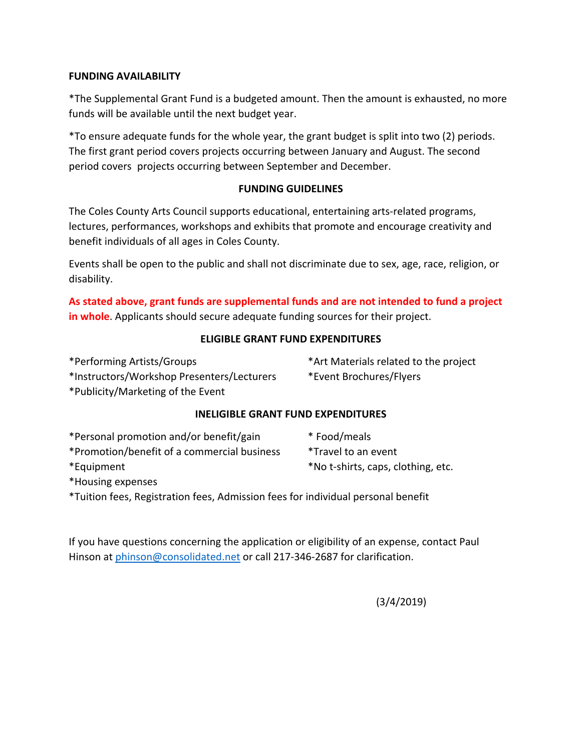**FUNDING AVAILABILITY**

*The Supplemental Grant Fund is a budgeted amount. Then the amount is exhausted, no more funds will be available until the next budget year.

*To ensure adequate funds for the whole year, the grant budget is split into two (2) periods. The first grant period covers projects occurring between January and August. The second period covers projects occurring between September and December.

**FUNDING GUIDELINES**

The Coles County Arts Council supports educational, entertaining arts-related programs, lectures, performances, workshops and exhibits that promote and encourage creativity and benefit individuals of all ages in Coles County.

Events shall be open to the public and shall not discriminate due to sex, age, race, religion, or disability.

**As stated above, grant funds are supplemental funds and are not intended to fund a project in whole**. Applicants should secure adequate funding sources for their project.

**ELIGIBLE GRANT FUND EXPENDITURES**

*Performing Artists/Groups
*Instructors/Workshop Presenters/Lecturers
*Publicity/Marketing of the Event
*Art Materials related to the project
*Event Brochures/Flyers

**INELIGIBLE GRANT FUND EXPENDITURES**

*Personal promotion and/or benefit/gain
*Promotion/benefit of a commercial business
*Equipment
*Housing expenses
*Tuition fees, Registration fees, Admission fees for individual personal benefit
* Food/meals
*Travel to an event
*No t-shirts, caps, clothing, etc.

If you have questions concerning the application or eligibility of an expense, contact Paul Hinson at phinson@consolidated.net or call 217-346-2687 for clarification.

(3/4/2019)